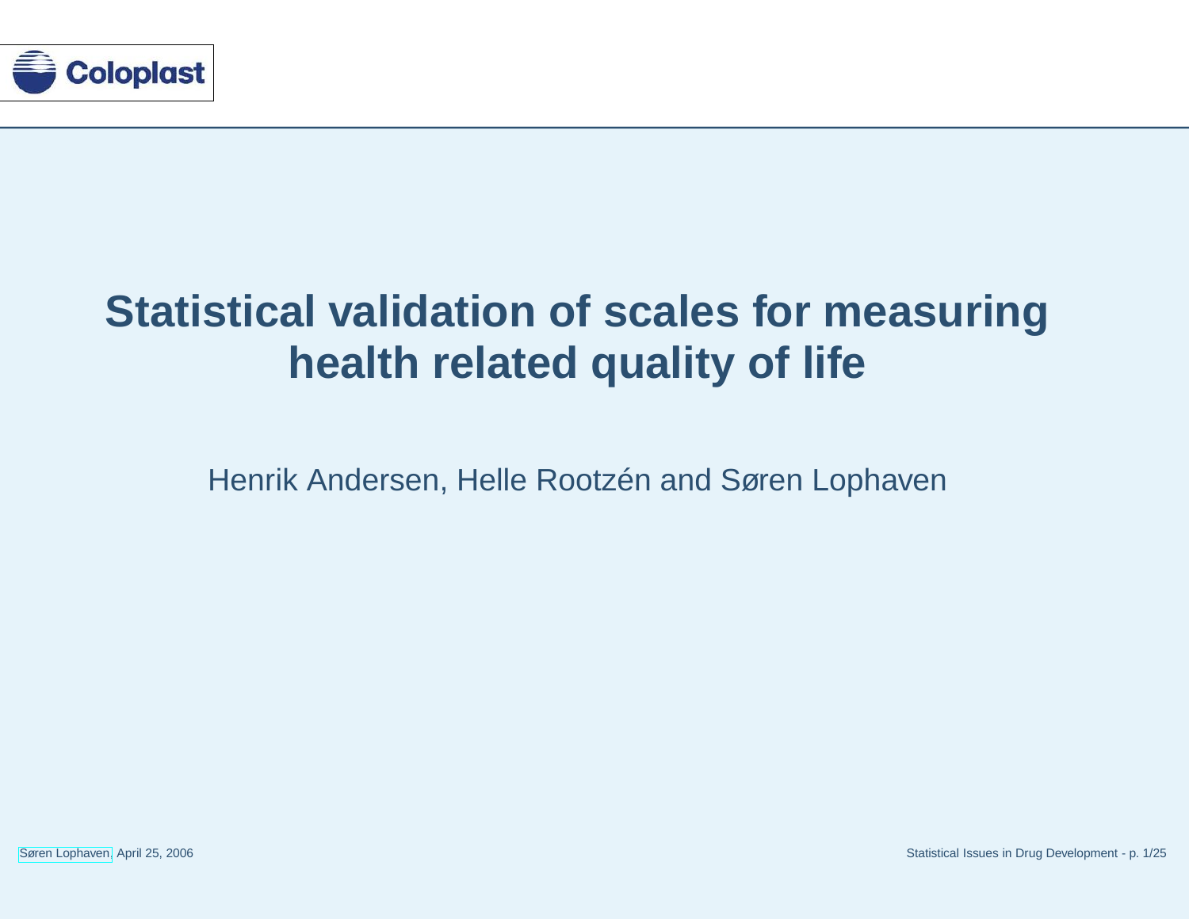# Statistical validation of scales for measuring health related quality of life

Henrik Andersen, Helle Rootzén and Søren Lophaven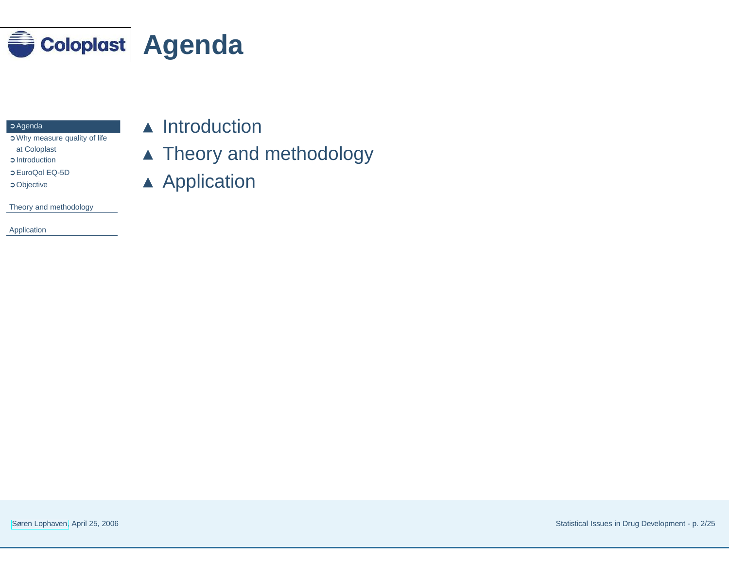# Agenda

- Agenda
- Why measure quality of life at Coloplast
- Introduction
- EuroQol EQ-5D
- Objective

Theory and methodology

Application

- ▲ Introduction
- ▲ Theory and methodology
- ▲ Application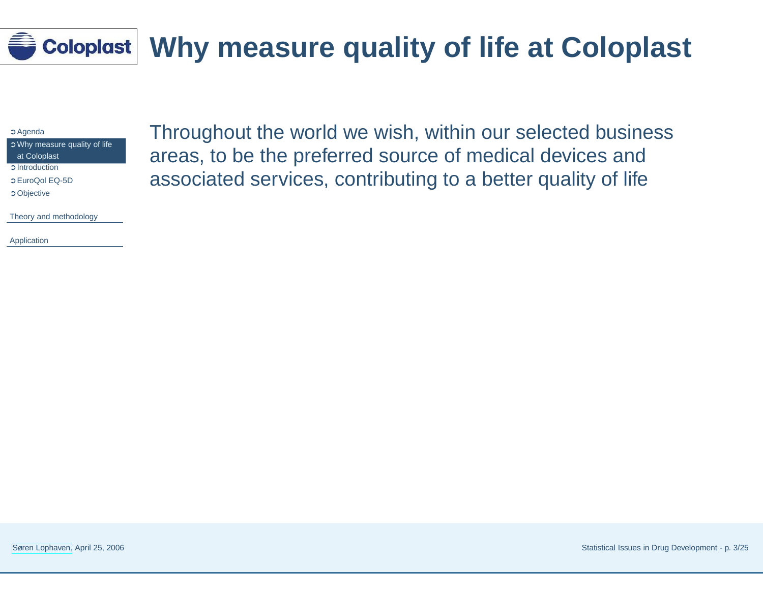# Why measure quality of life at Coloplast

- ➲ Agenda
- ➲ Why measure quality of life at Coloplast
- ➲ Introduction
- ➲ EuroQol EQ-5D
- ➲ Objective

Theory and methodology

Application

Throughout the world we wish, within our selected business areas, to be the preferred source of medical devices and associated services, contributing to a better quality of life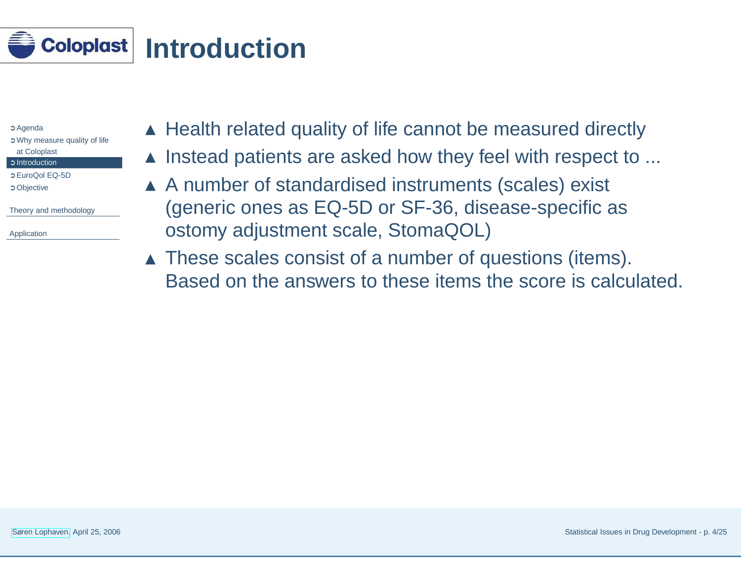# Introduction

- Health related quality of life cannot be measured directly
- Instead patients are asked how they feel with respect to ...
- A number of standardised instruments (scales) exist (generic ones as EQ-5D or SF-36, disease-specific as ostomy adjustment scale, StomaQOL)
- These scales consist of a number of questions (items). Based on the answers to these items the score is calculated.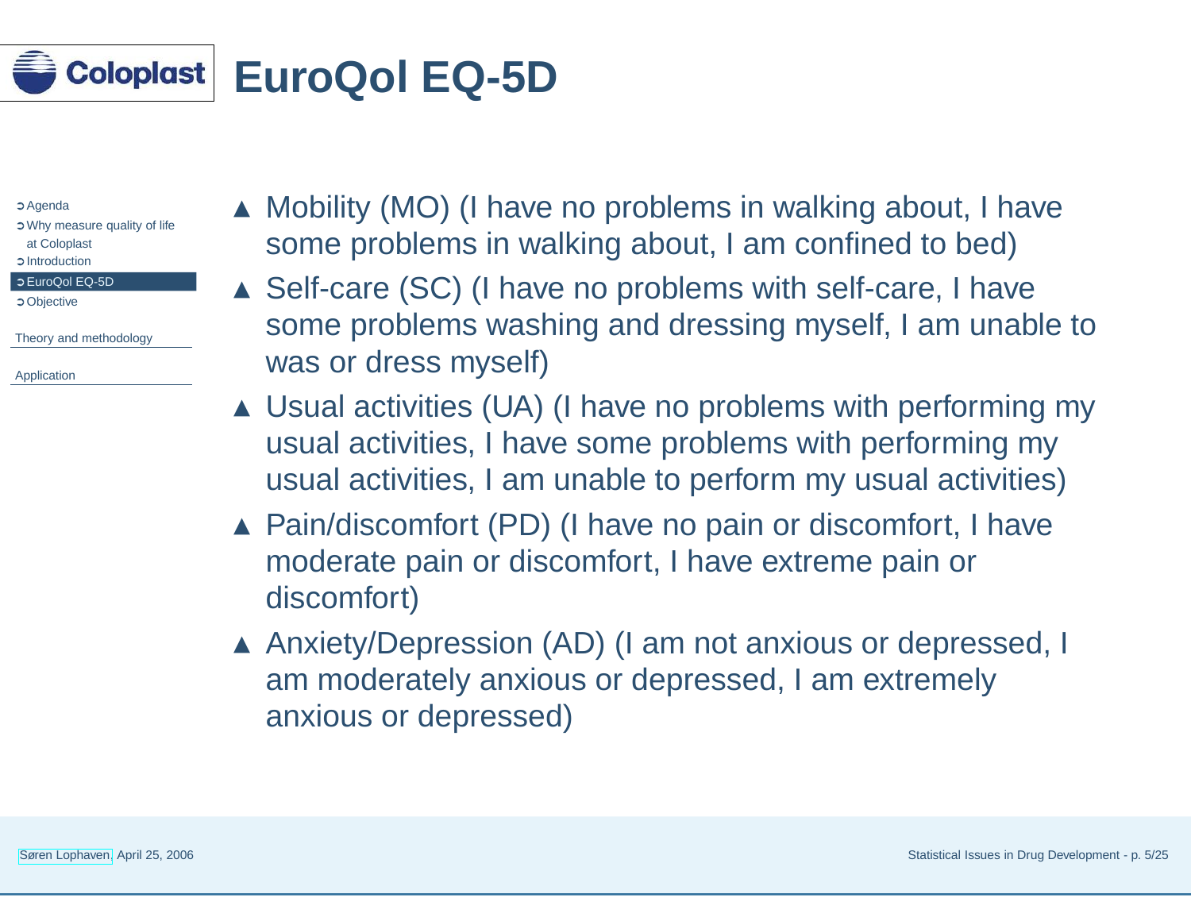# EuroQol EQ-5D

- Mobility (MO) (I have no problems in walking about, I have some problems in walking about, I am confined to bed)
- Self-care (SC) (I have no problems with self-care, I have some problems washing and dressing myself, I am unable to was or dress myself)
- Usual activities (UA) (I have no problems with performing my usual activities, I have some problems with performing my usual activities, I am unable to perform my usual activities)
- Pain/discomfort (PD) (I have no pain or discomfort, I have moderate pain or discomfort, I have extreme pain or discomfort)
- Anxiety/Depression (AD) (I am not anxious or depressed, I am moderately anxious or depressed, I am extremely anxious or depressed)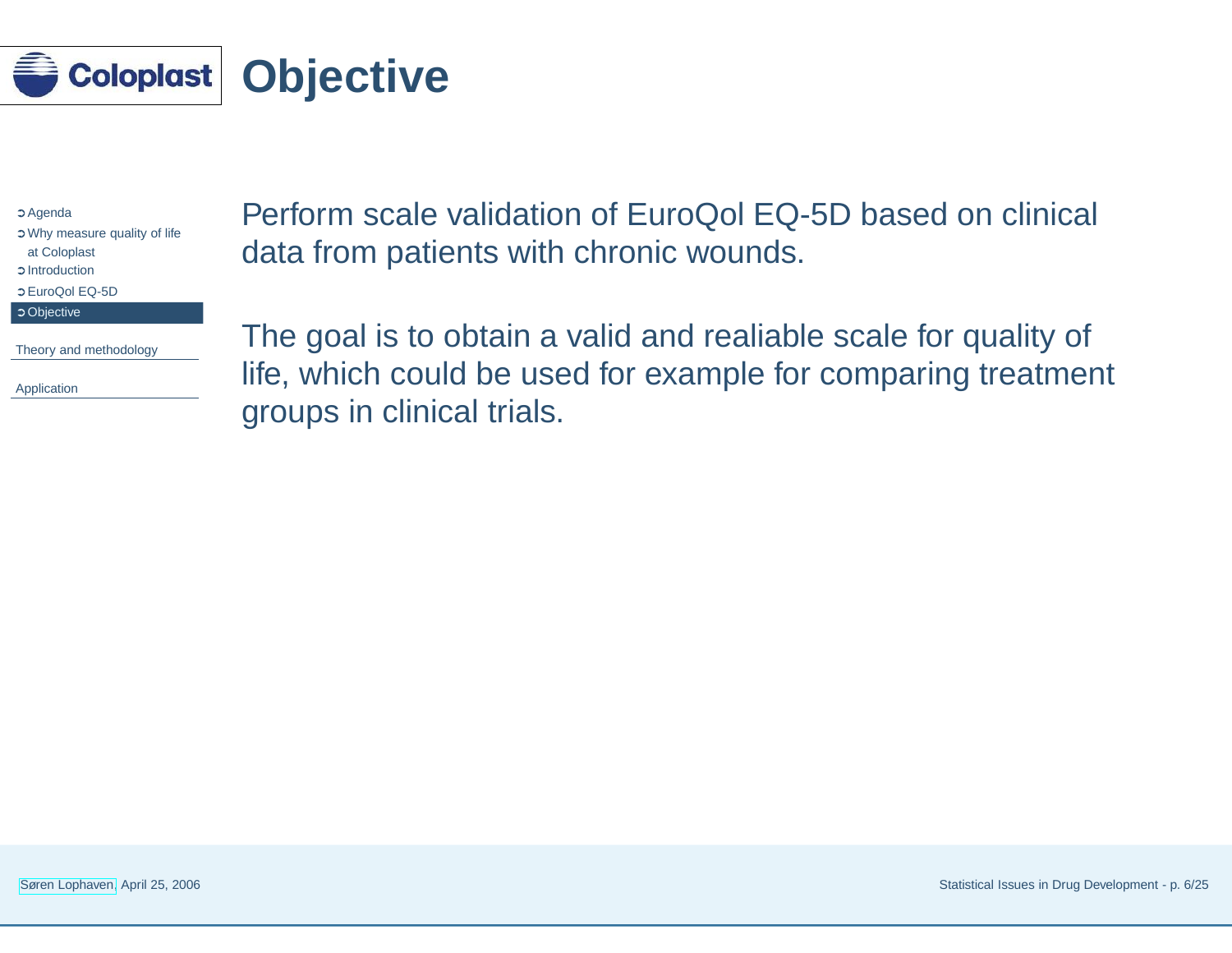# Objective

Perform scale validation of EuroQol EQ-5D based on clinical data from patients with chronic wounds.

The goal is to obtain a valid and realiable scale for quality of life, which could be used for example for comparing treatment groups in clinical trials.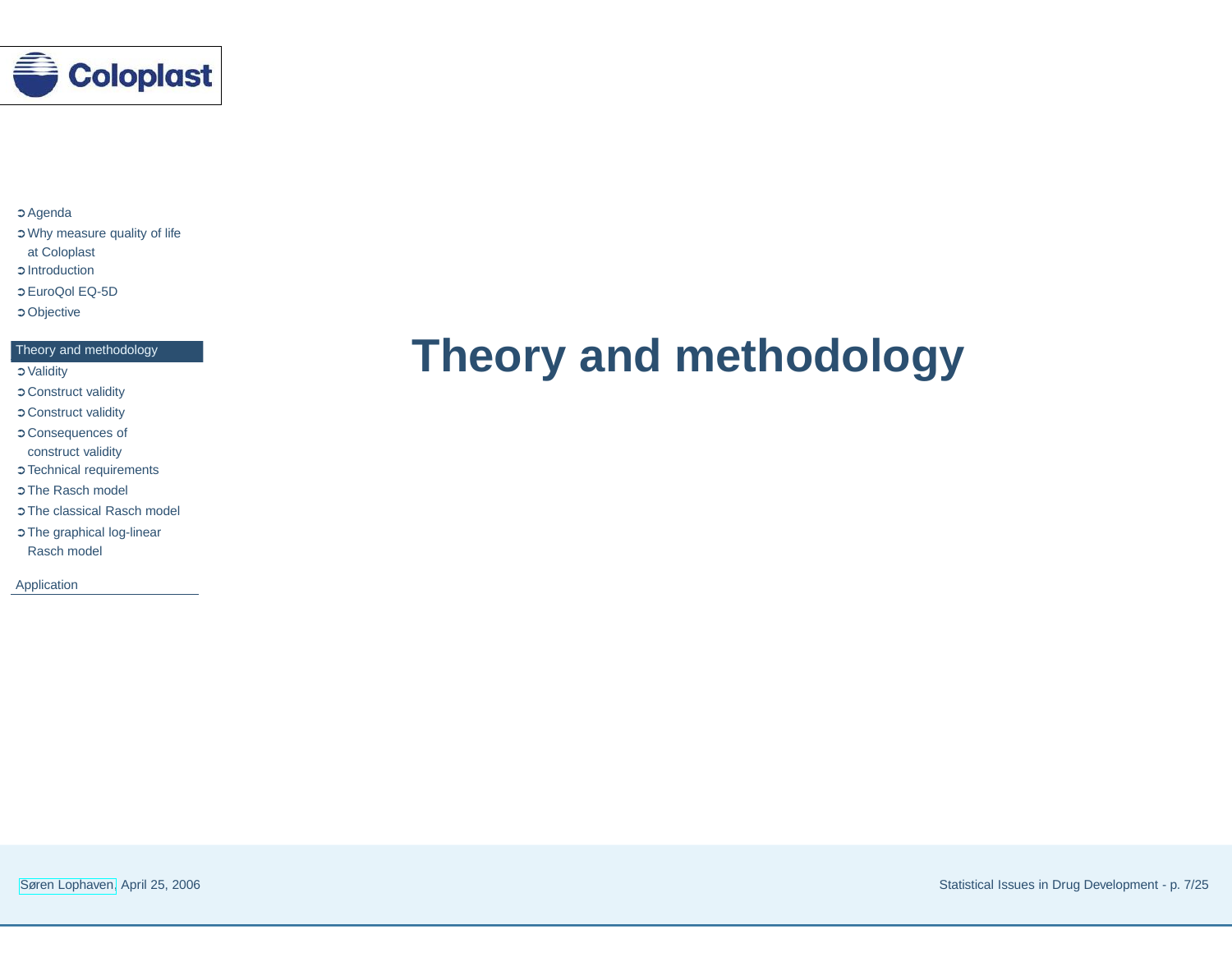# Theory and methodology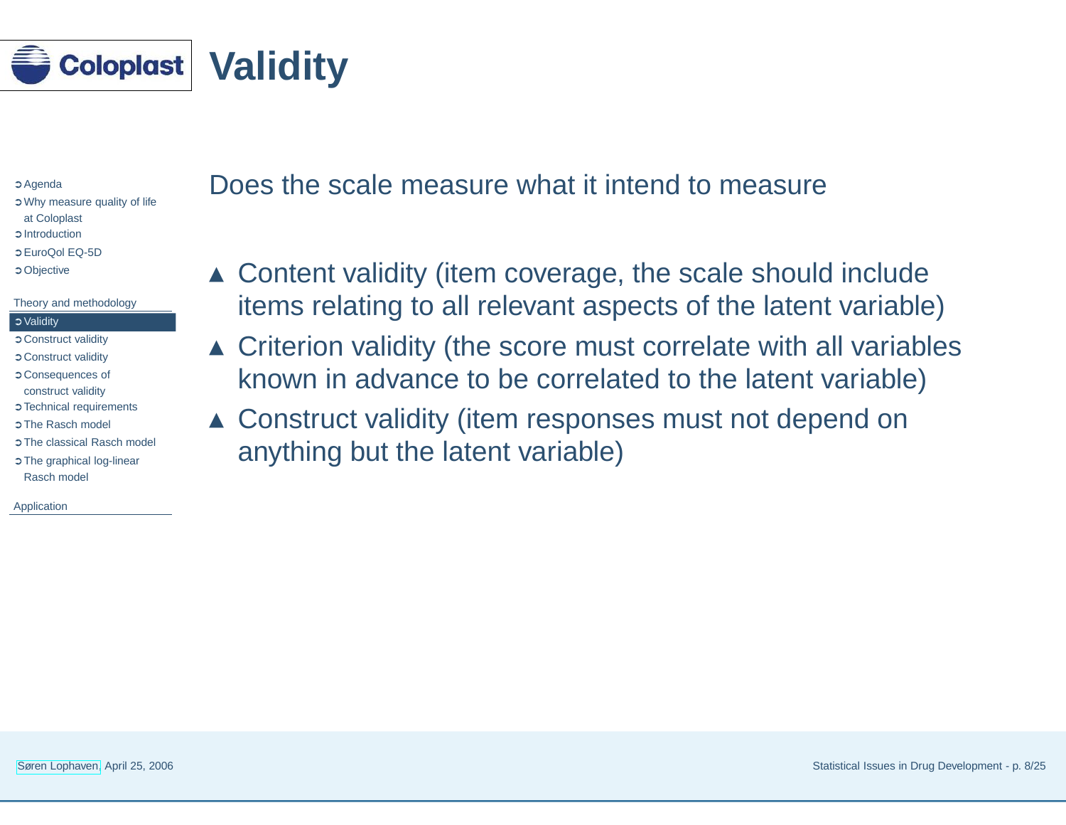# Validity

Does the scale measure what it intend to measure

- Content validity (item coverage, the scale should include items relating to all relevant aspects of the latent variable)
- Criterion validity (the score must correlate with all variables known in advance to be correlated to the latent variable)
- Construct validity (item responses must not depend on anything but the latent variable)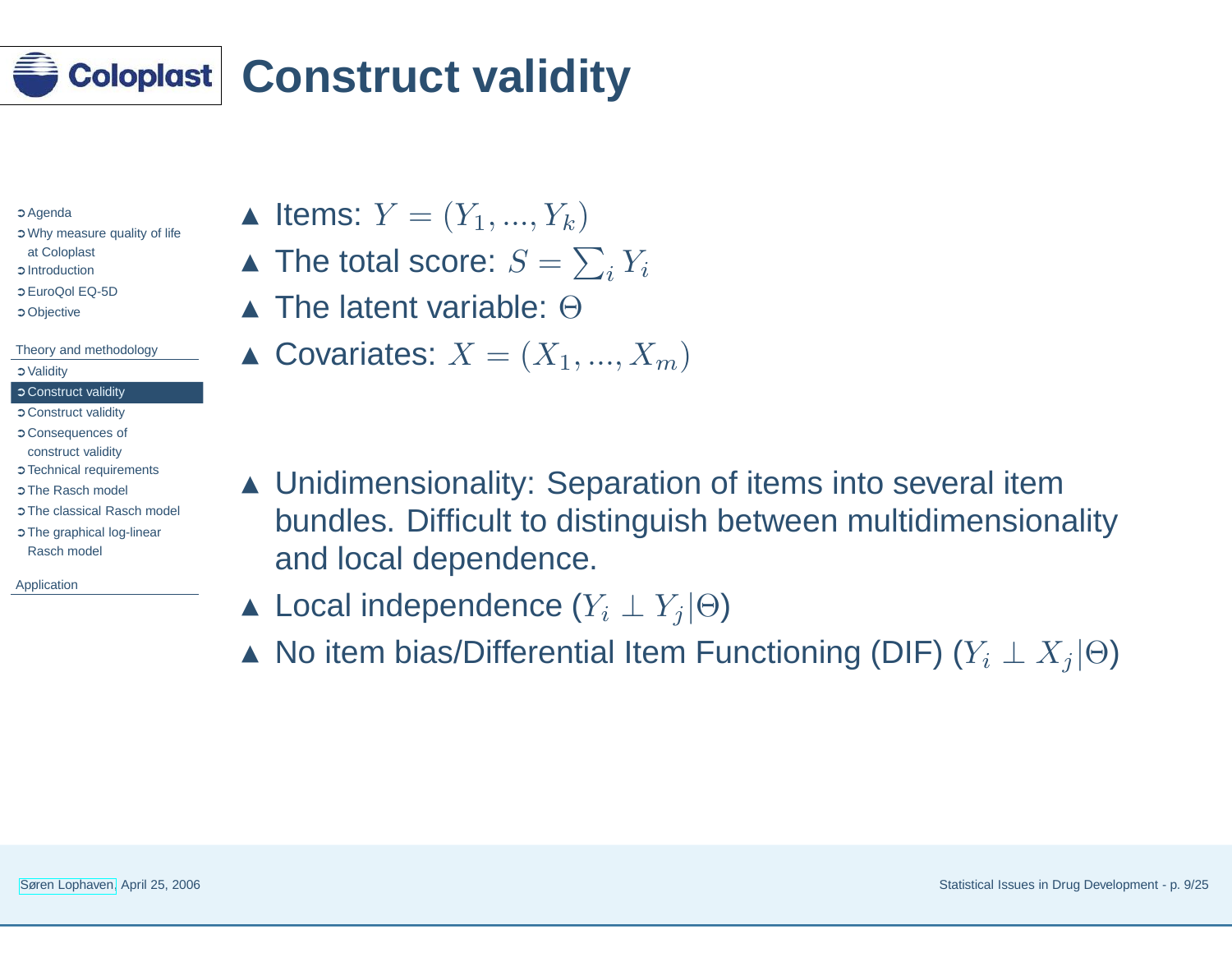# Construct validity

- Items: $Y = (Y_1, ..., Y_k)$
- The total score: $S = \sum_i Y_i$
- The latent variable: $\Theta$
- Covariates: $X = (X_1, ..., X_m)$

- Unidimensionality: Separation of items into several item bundles. Difficult to distinguish between multidimensionality and local dependence.
- Local independence ($Y_i \perp Y_j | \Theta$)
- No item bias/Differential Item Functioning (DIF) ($Y_i \perp X_j | \Theta$)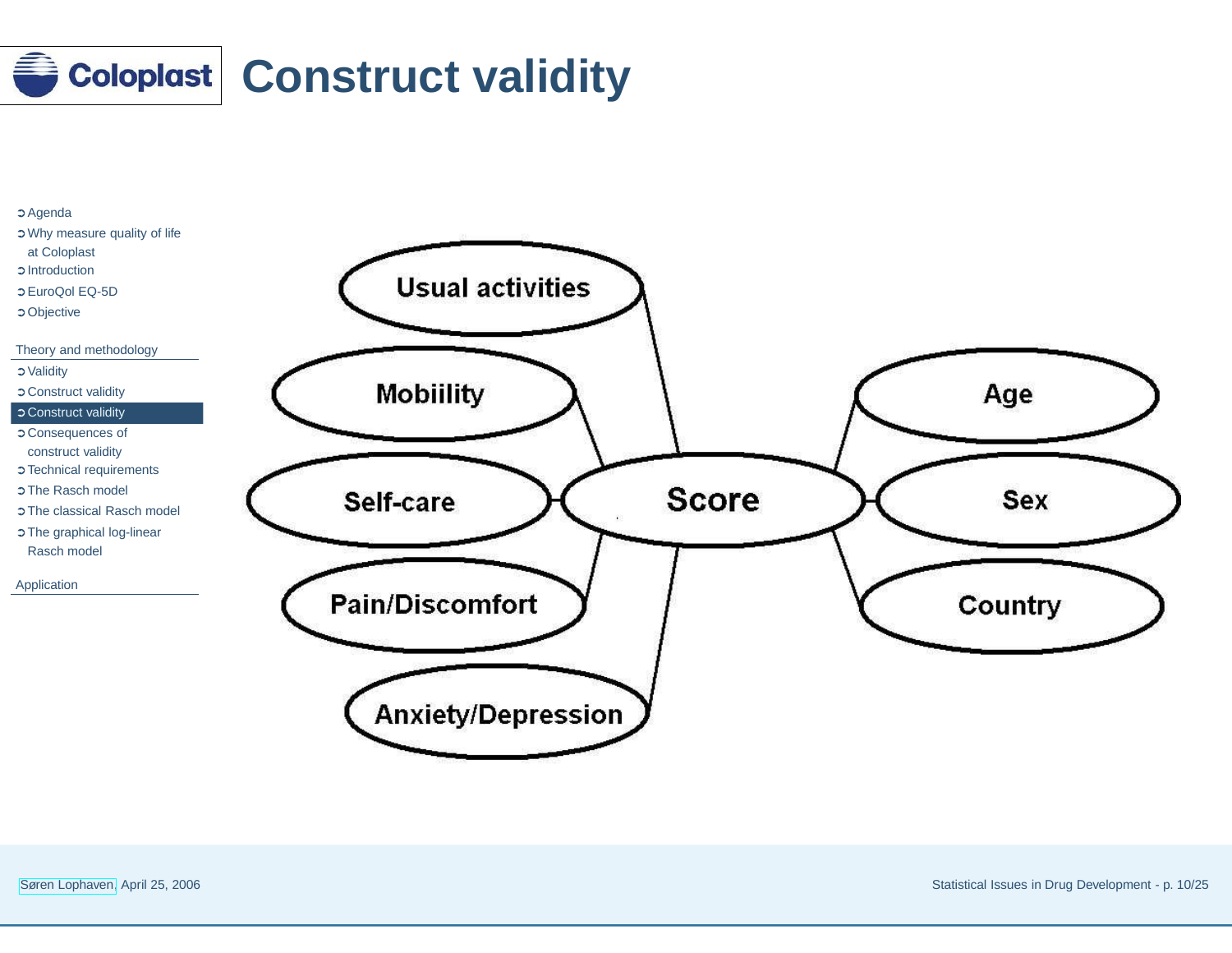# Construct validity

- Agenda
- Why measure quality of life at Coloplast
- Introduction
- EuroQol EQ-5D
- Objective

Theory and methodology

- Validity
- Construct validity
- Construct validity
- Consequences of construct validity
- Technical requirements
- The Rasch model
- The classical Rasch model
- The graphical log-linear Rasch model

Application

Usual activities

Mobiility

Self-care

Pain/Discomfort

Anxiety/Depression

Score

Age

Sex

Country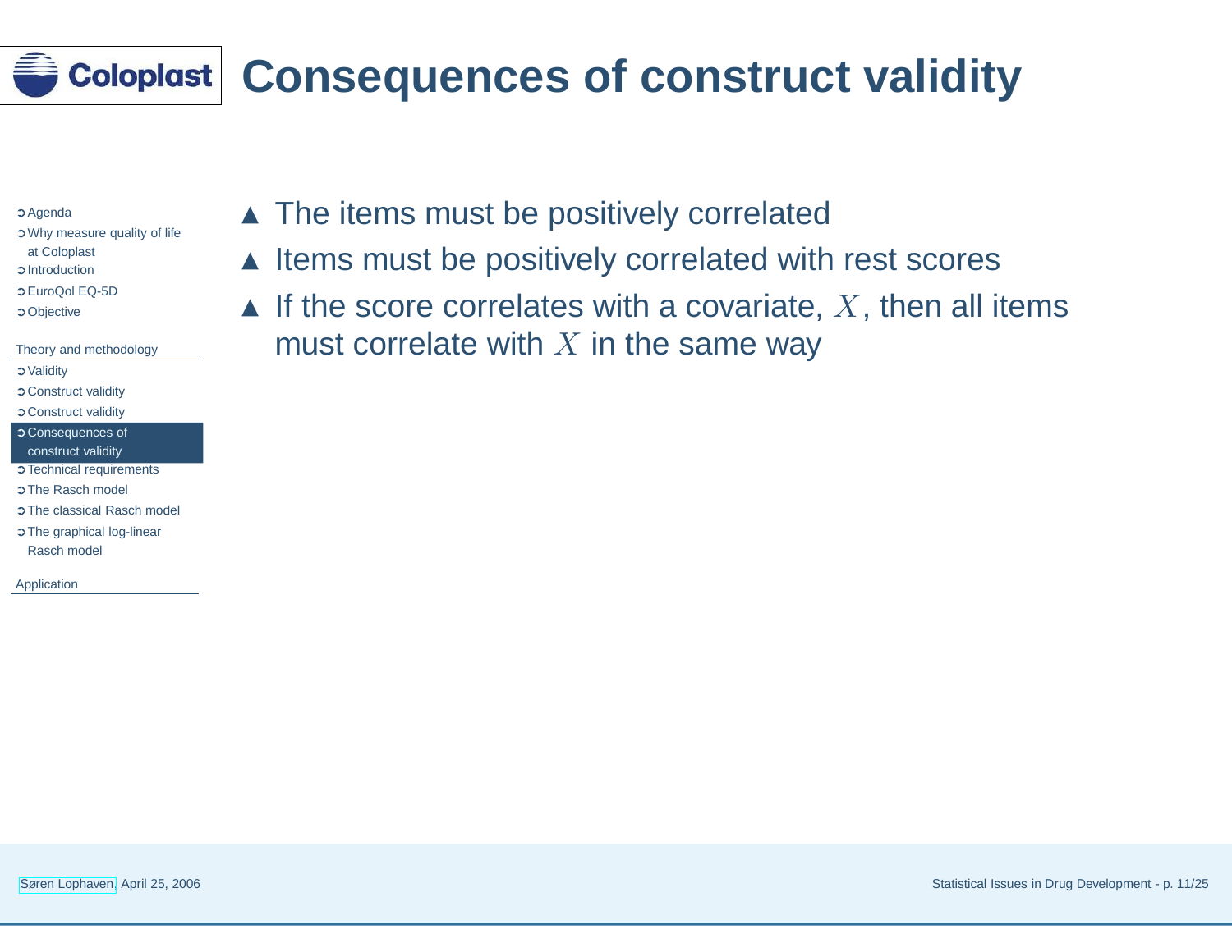# Consequences of construct validity

- The items must be positively correlated
- Items must be positively correlated with rest scores
- If the score correlates with a covariate, $X$, then all items must correlate with $X$ in the same way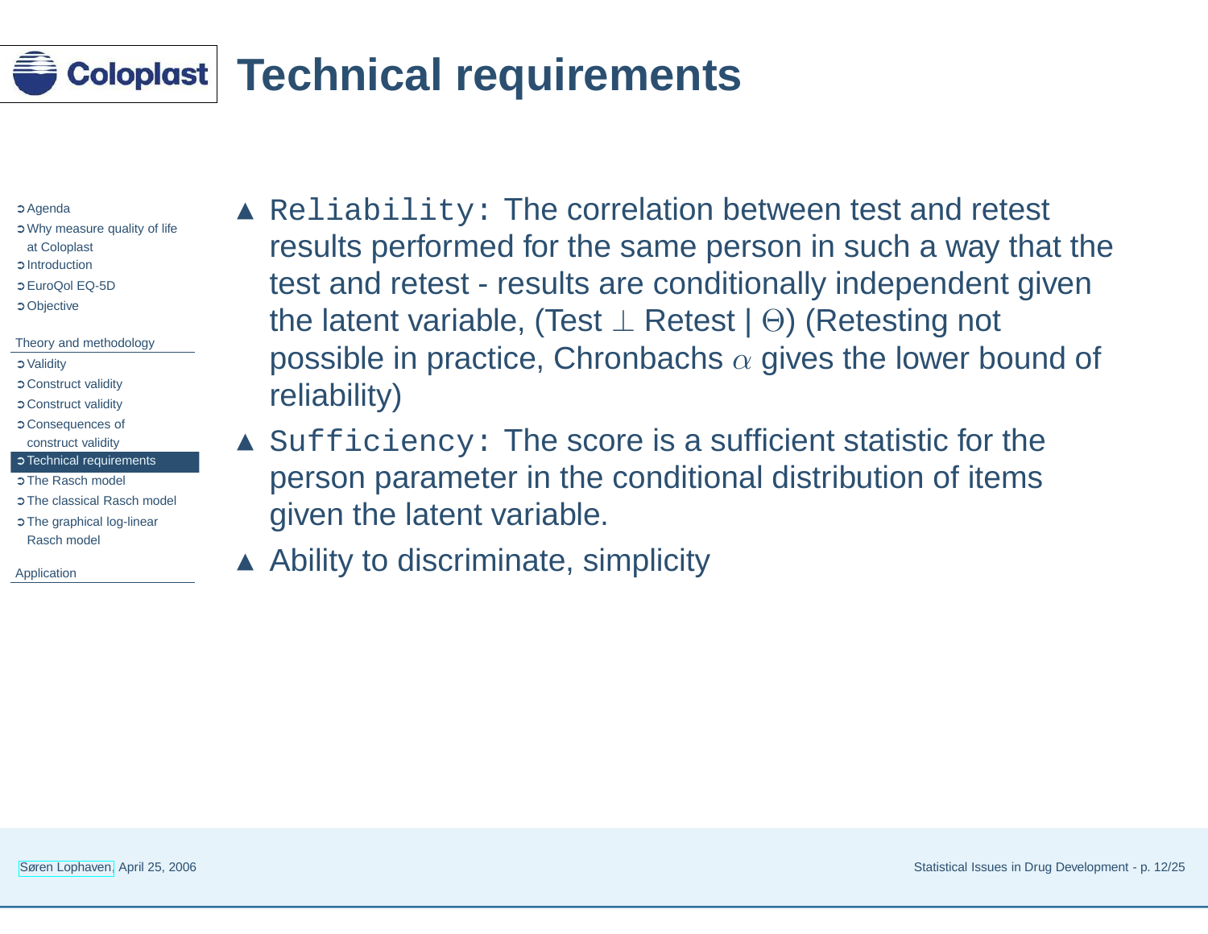# Technical requirements

- `Reliability:` The correlation between test and retest results performed for the same person in such a way that the test and retest - results are conditionally independent given the latent variable, (Test $\perp$ Retest | $\Theta$) (Retesting not possible in practice, Chronbachs $\alpha$ gives the lower bound of reliability)
- `Sufficiency:` The score is a sufficient statistic for the person parameter in the conditional distribution of items given the latent variable.
- Ability to discriminate, simplicity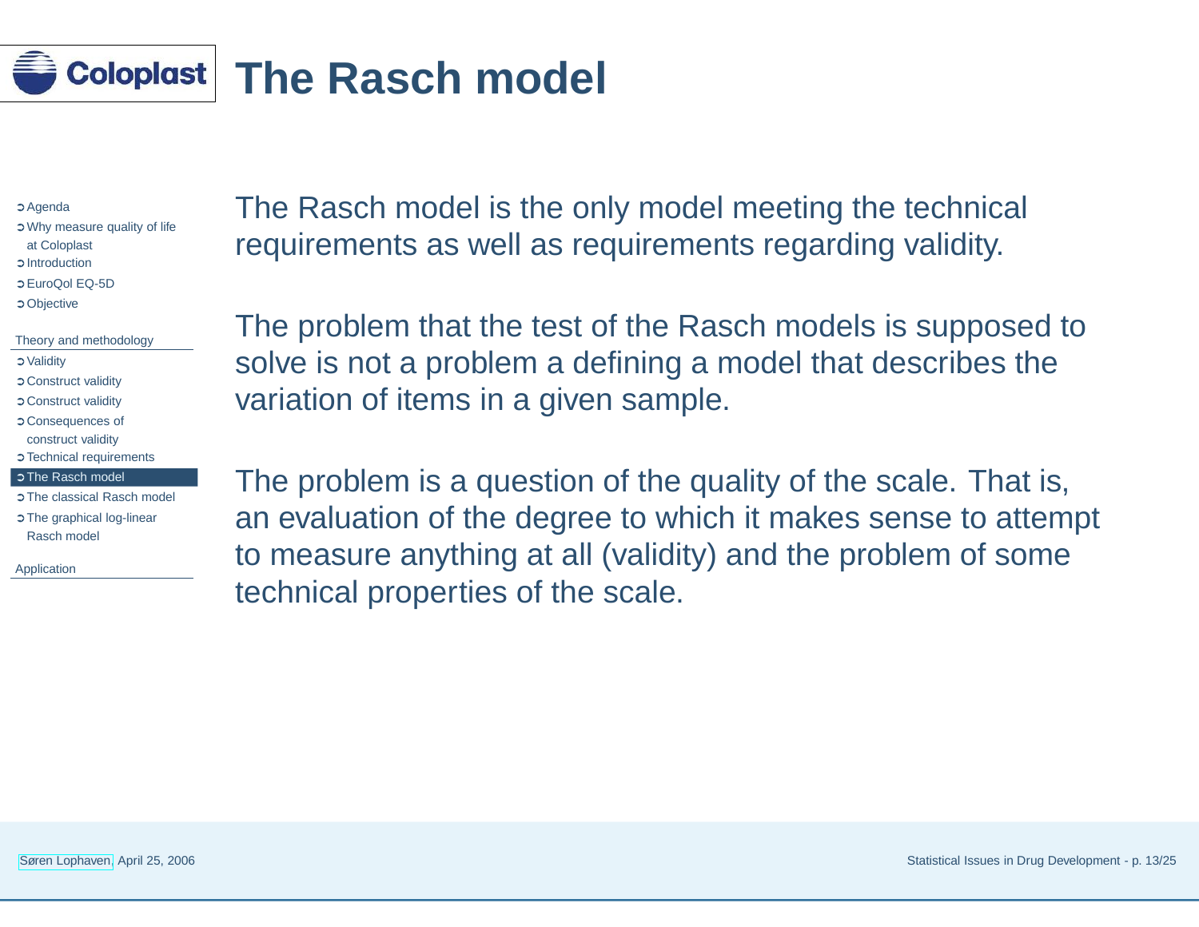# The Rasch model

The Rasch model is the only model meeting the technical requirements as well as requirements regarding validity.

The problem that the test of the Rasch models is supposed to solve is not a problem a defining a model that describes the variation of items in a given sample.

The problem is a question of the quality of the scale. That is, an evaluation of the degree to which it makes sense to attempt to measure anything at all (validity) and the problem of some technical properties of the scale.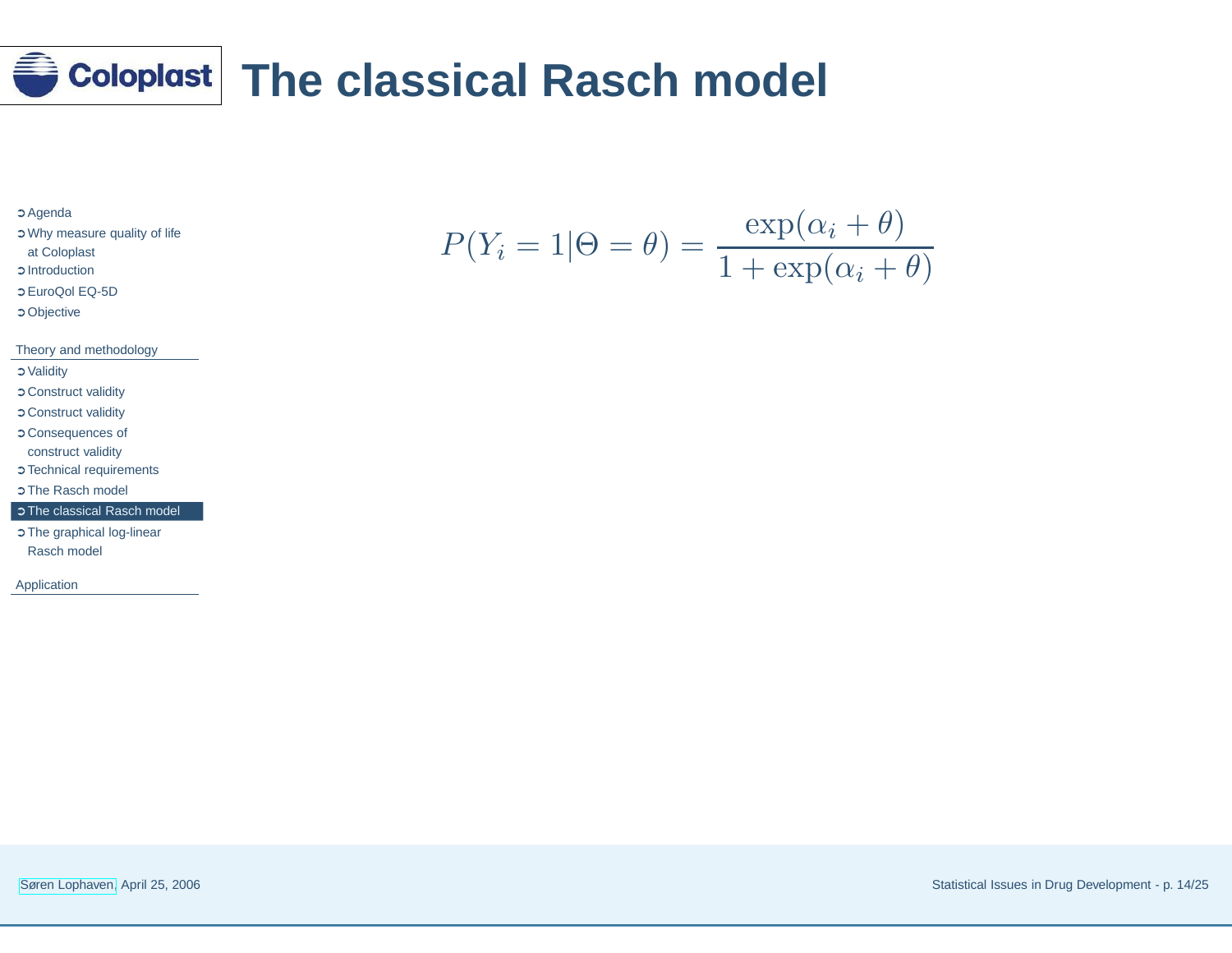# The classical Rasch model

$$P(Y_i = 1 | \Theta = \theta) = \frac{\exp(\alpha_i + \theta)}{1 + \exp(\alpha_i + \theta)}$$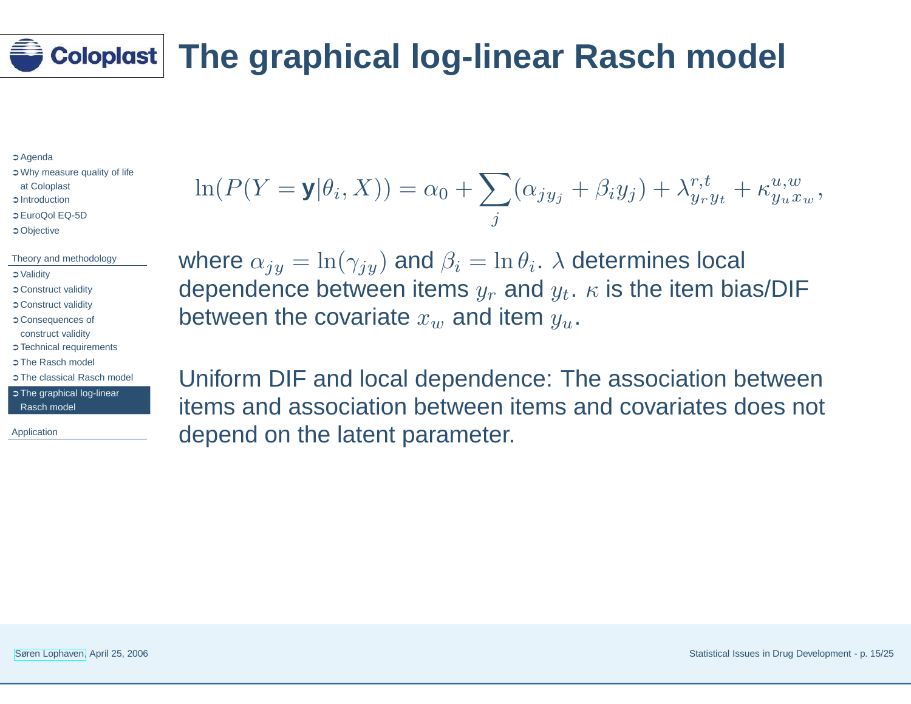# The graphical log-linear Rasch model

$$\ln(P(Y = \mathbf{y}|\theta_i, X)) = \alpha_0 + \sum_j (\alpha_{jy_j} + \beta_i y_j) + \lambda^{r,t}_{y_r y_t} + \kappa^{u,w}_{y_u x_w},$$

where $\alpha_{jy} = \ln(\gamma_{jy})$ and $\beta_i = \ln \theta_i$. $\lambda$ determines local dependence between items $y_r$ and $y_t$. $\kappa$ is the item bias/DIF between the covariate $x_w$ and item $y_u$.

Uniform DIF and local dependence: The association between items and association between items and covariates does not depend on the latent parameter.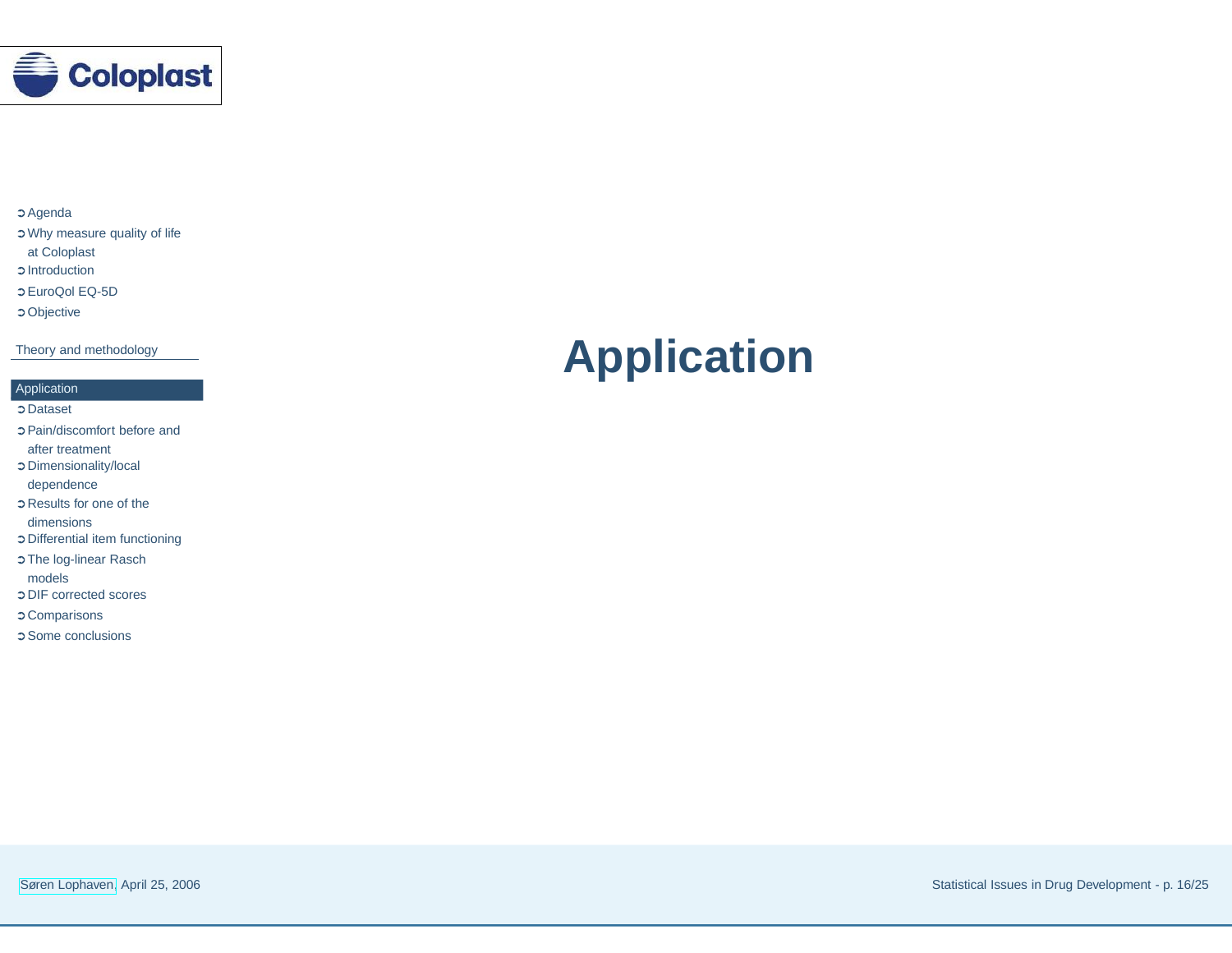- Agenda
- Why measure quality of life at Coloplast
- Introduction
- EuroQol EQ-5D
- Objective

Theory and methodology

Application

- Dataset
- Pain/discomfort before and after treatment
- Dimensionality/local dependence
- Results for one of the dimensions
- Differential item functioning
- The log-linear Rasch models
- DIF corrected scores
- Comparisons
- Some conclusions

# Application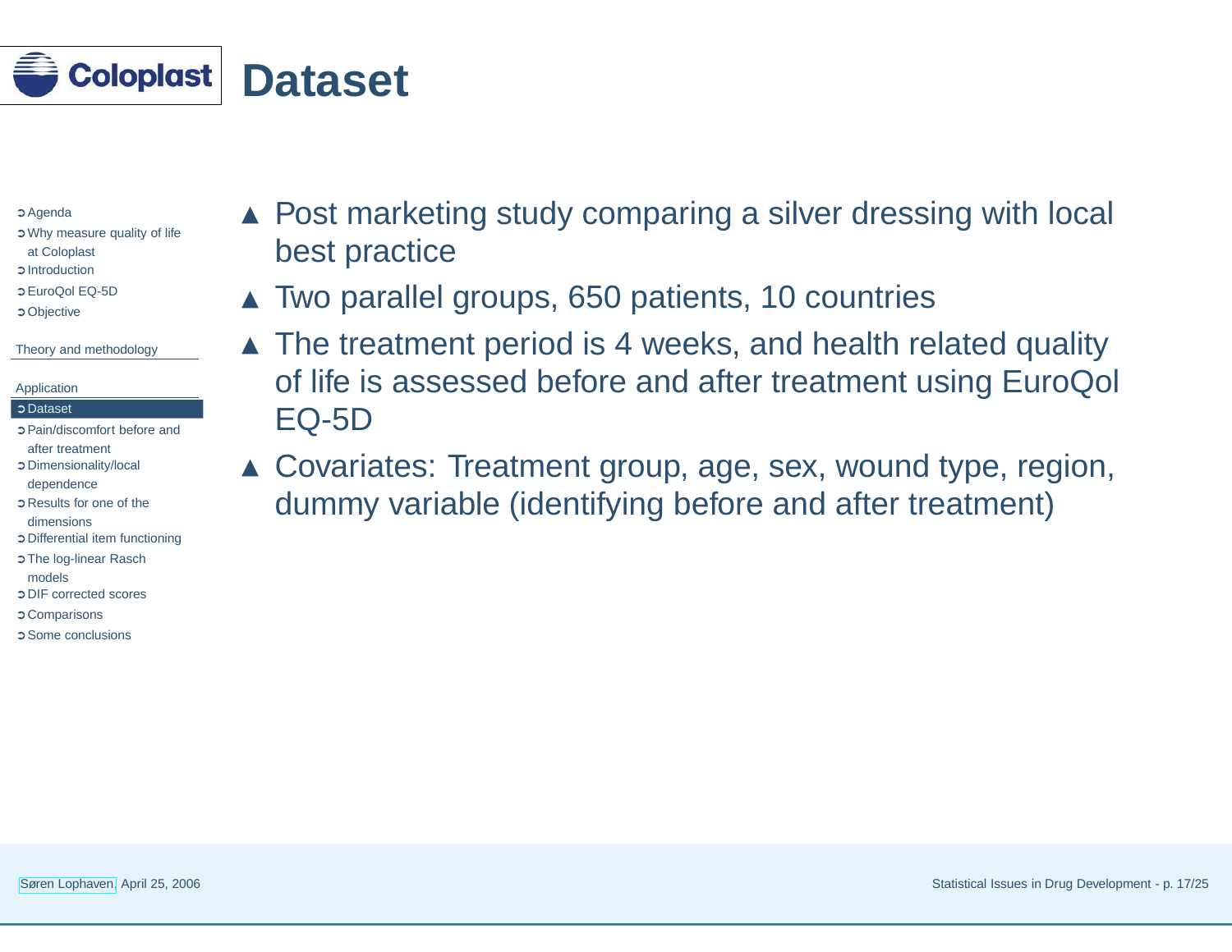# Dataset

- Post marketing study comparing a silver dressing with local best practice
- Two parallel groups, 650 patients, 10 countries
- The treatment period is 4 weeks, and health related quality of life is assessed before and after treatment using EuroQol EQ-5D
- Covariates: Treatment group, age, sex, wound type, region, dummy variable (identifying before and after treatment)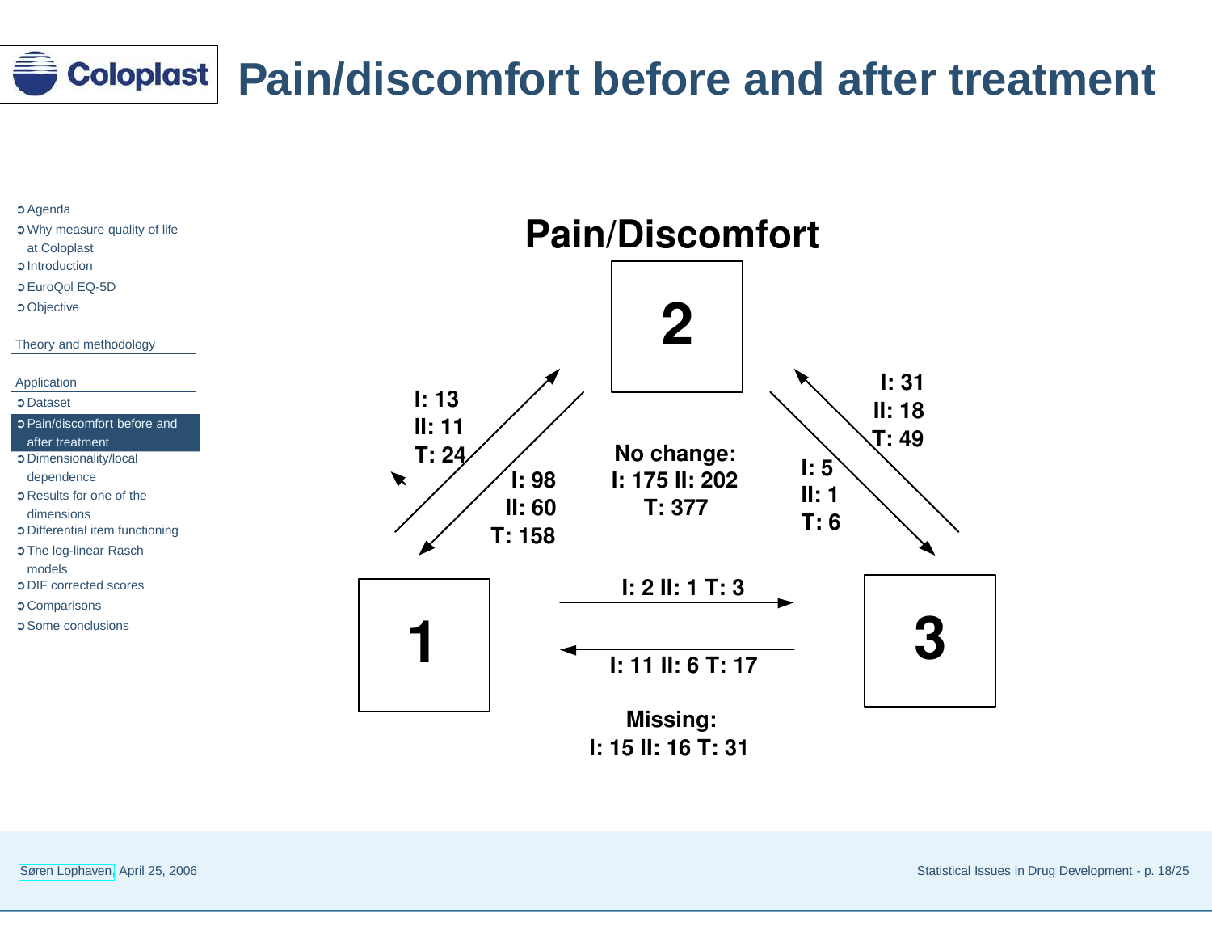# Pain/discomfort before and after treatment

- Agenda
- Why measure quality of life at Coloplast
- Introduction
- EuroQol EQ-5D
- Objective

Theory and methodology

Application

- Dataset
- Pain/discomfort before and after treatment
- Dimensionality/local dependence
- Results for one of the dimensions
- Differential item functioning
- The log-linear Rasch models
- DIF corrected scores
- Comparisons
- Some conclusions

## Pain/Discomfort

**2**

**1**

**3**

1 → 2: I: 13 II: 11 T: 24

2 → 1: I: 98 II: 60 T: 158

3 → 2: I: 31 II: 18 T: 49

2 → 3: I: 5 II: 1 T: 6

1 → 3: I: 2 II: 1 T: 3

3 → 1: I: 11 II: 6 T: 17

**No change:**
**I: 175 II: 202**
**T: 377**

**Missing:**
**I: 15 II: 16 T: 31**

Søren Lophaven, April 25, 2006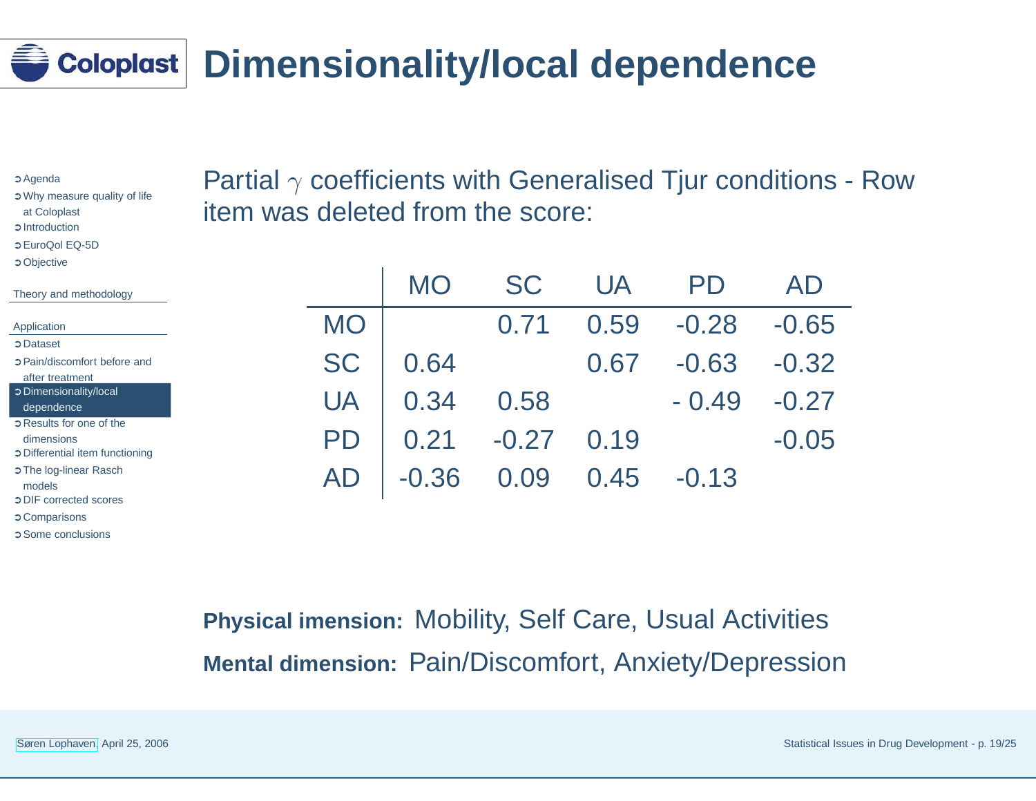# Dimensionality/local dependence

Partial $\gamma$ coefficients with Generalised Tjur conditions - Row item was deleted from the score:

| | MO | SC | UA | PD | AD |
|---|---|---|---|---|---|
| MO | | 0.71 | 0.59 | -0.28 | -0.65 |
| SC | 0.64 | | 0.67 | -0.63 | -0.32 |
| UA | 0.34 | 0.58 | | - 0.49 | -0.27 |
| PD | 0.21 | -0.27 | 0.19 | | -0.05 |
| AD | -0.36 | 0.09 | 0.45 | -0.13 | |

**Physical imension:** Mobility, Self Care, Usual Activities

**Mental dimension:** Pain/Discomfort, Anxiety/Depression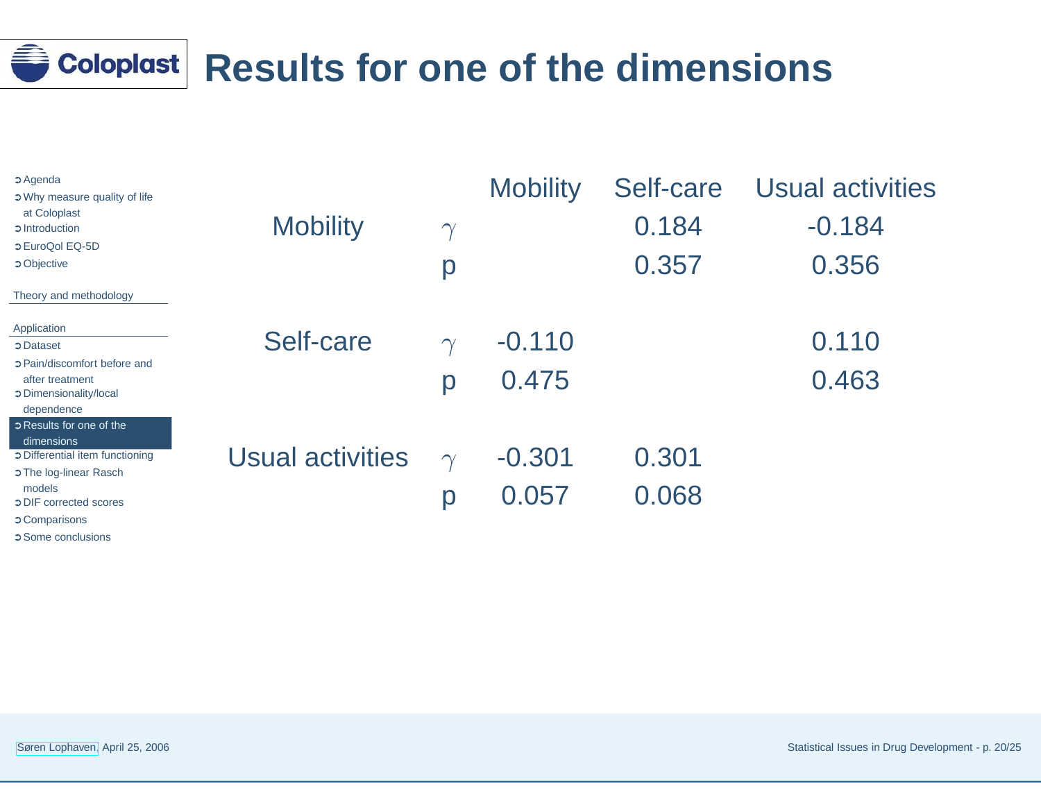# Results for one of the dimensions

| | | Mobility | Self-care | Usual activities |
|---|---|---|---|---|
| Mobility | $\gamma$ | | 0.184 | -0.184 |
| | p | | 0.357 | 0.356 |
| Self-care | $\gamma$ | -0.110 | | 0.110 |
| | p | 0.475 | | 0.463 |
| Usual activities | $\gamma$ | -0.301 | 0.301 | |
| | p | 0.057 | 0.068 | |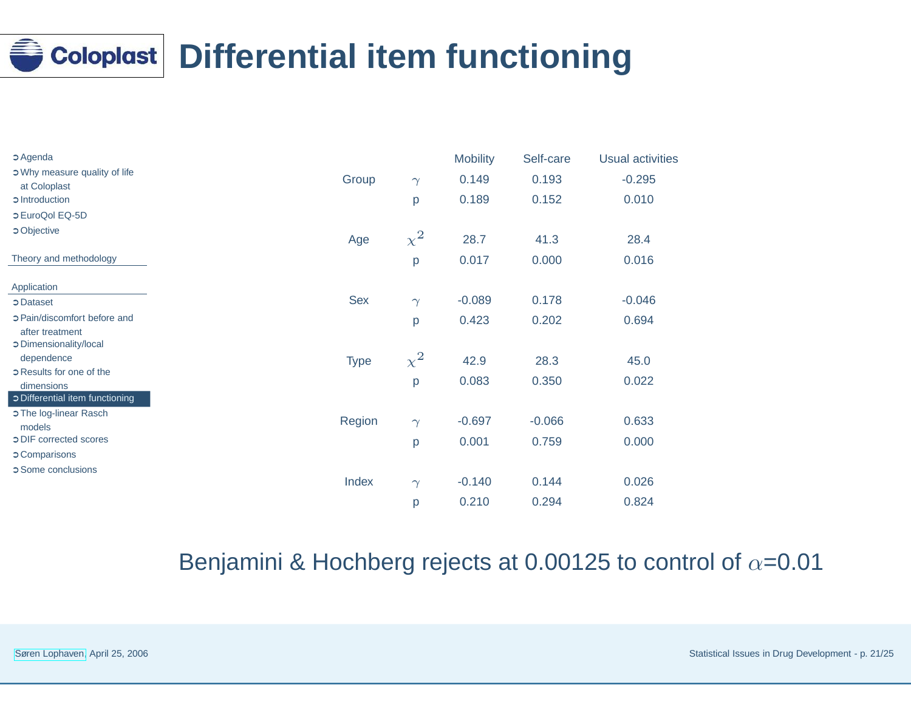# Differential item functioning

| | | Mobility | Self-care | Usual activities |
|---|---|---|---|---|
| Group | $\gamma$ | 0.149 | 0.193 | -0.295 |
| | p | 0.189 | 0.152 | 0.010 |
| Age | $\chi^2$ | 28.7 | 41.3 | 28.4 |
| | p | 0.017 | 0.000 | 0.016 |
| Sex | $\gamma$ | -0.089 | 0.178 | -0.046 |
| | p | 0.423 | 0.202 | 0.694 |
| Type | $\chi^2$ | 42.9 | 28.3 | 45.0 |
| | p | 0.083 | 0.350 | 0.022 |
| Region | $\gamma$ | -0.697 | -0.066 | 0.633 |
| | p | 0.001 | 0.759 | 0.000 |
| Index | $\gamma$ | -0.140 | 0.144 | 0.026 |
| | p | 0.210 | 0.294 | 0.824 |

Benjamini & Hochberg rejects at 0.00125 to control of $\alpha$=0.01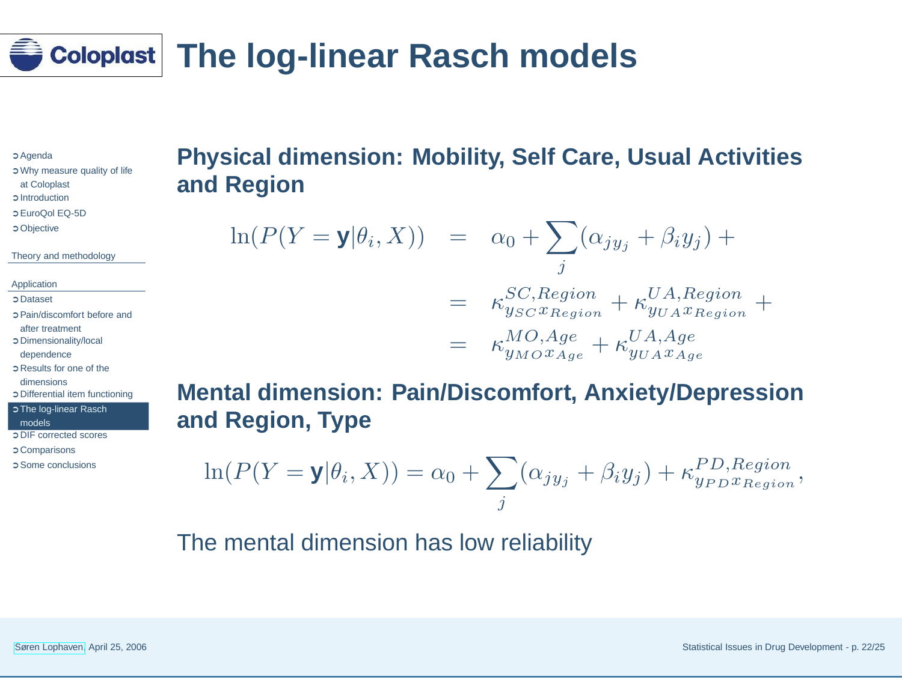# The log-linear Rasch models

## Physical dimension: Mobility, Self Care, Usual Activities and Region

$$
\begin{aligned}
\ln(P(Y = \mathbf{y}|\theta_i, X)) &= \alpha_0 + \sum_j (\alpha_{jy_j} + \beta_i y_j) + \\
&= \kappa^{SC,Region}_{y_{SC} x_{Region}} + \kappa^{UA,Region}_{y_{UA} x_{Region}} + \\
&= \kappa^{MO,Age}_{y_{MO} x_{Age}} + \kappa^{UA,Age}_{y_{UA} x_{Age}}
\end{aligned}
$$

## Mental dimension: Pain/Discomfort, Anxiety/Depression and Region, Type

$$
\ln(P(Y = \mathbf{y}|\theta_i, X)) = \alpha_0 + \sum_j (\alpha_{jy_j} + \beta_i y_j) + \kappa^{PD,Region}_{y_{PD} x_{Region}},
$$

The mental dimension has low reliability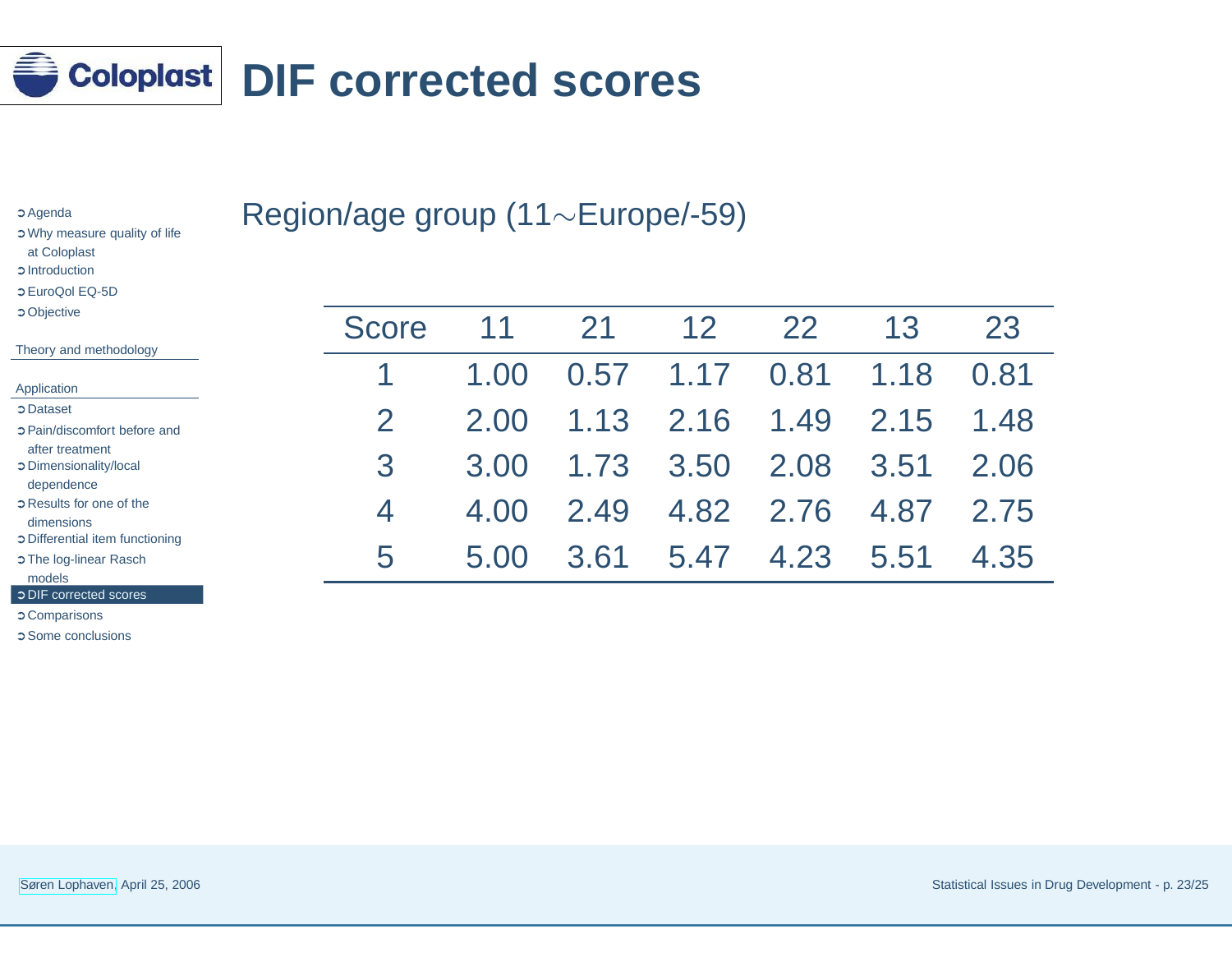# DIF corrected scores

Region/age group (11$\sim$Europe/-59)

| Score | 11 | 21 | 12 | 22 | 13 | 23 |
|---|---|---|---|---|---|---|
| 1 | 1.00 | 0.57 | 1.17 | 0.81 | 1.18 | 0.81 |
| 2 | 2.00 | 1.13 | 2.16 | 1.49 | 2.15 | 1.48 |
| 3 | 3.00 | 1.73 | 3.50 | 2.08 | 3.51 | 2.06 |
| 4 | 4.00 | 2.49 | 4.82 | 2.76 | 4.87 | 2.75 |
| 5 | 5.00 | 3.61 | 5.47 | 4.23 | 5.51 | 4.35 |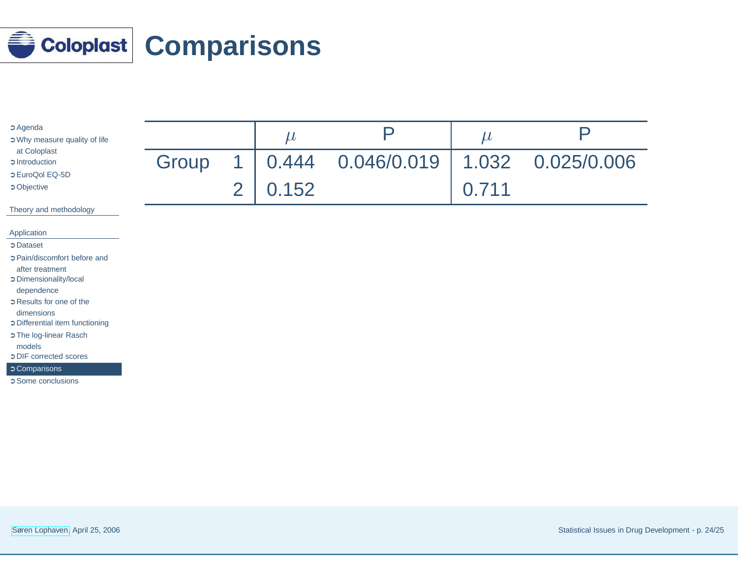# Comparisons

| | | $\mu$ | P | $\mu$ | P |
|---|---|---|---|---|---|
| Group | 1 | 0.444 | 0.046/0.019 | 1.032 | 0.025/0.006 |
| | 2 | 0.152 | | 0.711 | |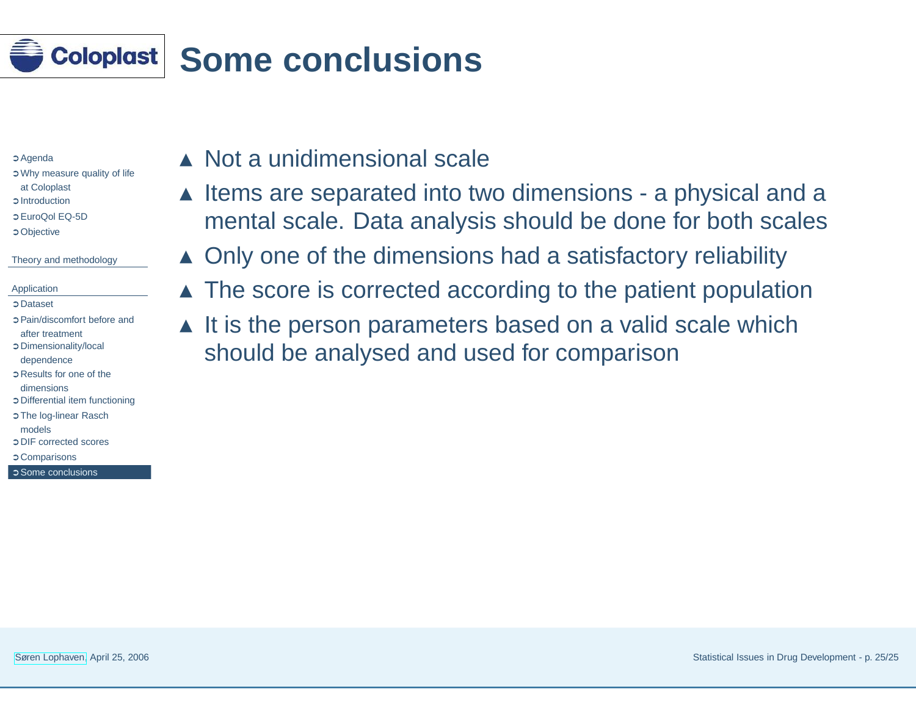# Some conclusions

- Not a unidimensional scale
- Items are separated into two dimensions - a physical and a mental scale. Data analysis should be done for both scales
- Only one of the dimensions had a satisfactory reliability
- The score is corrected according to the patient population
- It is the person parameters based on a valid scale which should be analysed and used for comparison